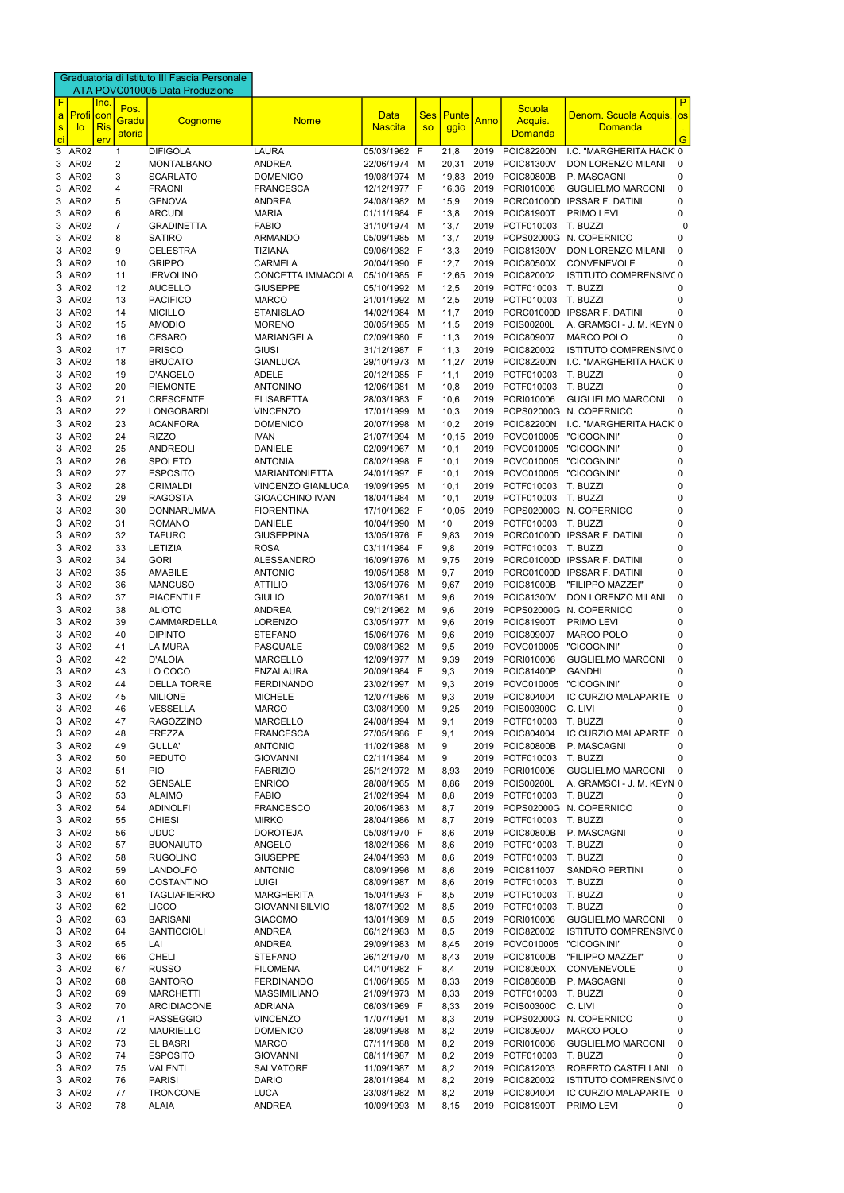Graduatoria di Istituto III Fascia Personale ATA POVC010005 Data Produzione

| Fasci | Profilo | Inc. con Ris erv | Pos. Graduatoria | Cognome | Nome | Data Nascita | Sesso | Punteggio | Anno | Scuola Acquis. Domanda | Denom. Scuola Acquis. Domanda | Pos. G |
|---|---|---|---|---|---|---|---|---|---|---|---|---|
| 3 | AR02 | | 1 | DIFIGOLA | LAURA | 05/03/1962 | F | 21,8 | 2019 | POIC82200N | I.C. "MARGHERITA HACK" | 0 |
| 3 | AR02 | | 2 | MONTALBANO | ANDREA | 22/06/1974 | M | 20,31 | 2019 | POIC81300V | DON LORENZO MILANI | 0 |
| 3 | AR02 | | 3 | SCARLATO | DOMENICO | 19/08/1974 | M | 19,83 | 2019 | POIC80800B | P. MASCAGNI | 0 |
| 3 | AR02 | | 4 | FRAONI | FRANCESCA | 12/12/1977 | F | 16,36 | 2019 | PORI010006 | GUGLIELMO MARCONI | 0 |
| 3 | AR02 | | 5 | GENOVA | ANDREA | 24/08/1982 | M | 15,9 | 2019 | PORC01000D | IPSSAR F. DATINI | 0 |
| 3 | AR02 | | 6 | ARCUDI | MARIA | 01/11/1984 | F | 13,8 | 2019 | POIC81900T | PRIMO LEVI | 0 |
| 3 | AR02 | | 7 | GRADINETTA | FABIO | 31/10/1974 | M | 13,7 | 2019 | POTF010003 | T. BUZZI | 0 |
| 3 | AR02 | | 8 | SATIRO | ARMANDO | 05/09/1985 | M | 13,7 | 2019 | POPS02000G | N. COPERNICO | 0 |
| 3 | AR02 | | 9 | CELESTRA | TIZIANA | 09/06/1982 | F | 13,3 | 2019 | POIC81300V | DON LORENZO MILANI | 0 |
| 3 | AR02 | | 10 | GRIPPO | CARMELA | 20/04/1990 | F | 12,7 | 2019 | POIC80500X | CONVENEVOLE | 0 |
| 3 | AR02 | | 11 | IERVOLINO | CONCETTA IMMACOLA | 05/10/1985 | F | 12,65 | 2019 | POIC820002 | ISTITUTO COMPRENSIVO | 0 |
| 3 | AR02 | | 12 | AUCELLO | GIUSEPPE | 05/10/1992 | M | 12,5 | 2019 | POTF010003 | T. BUZZI | 0 |
| 3 | AR02 | | 13 | PACIFICO | MARCO | 21/01/1992 | M | 12,5 | 2019 | POTF010003 | T. BUZZI | 0 |
| 3 | AR02 | | 14 | MICILLO | STANISLAO | 14/02/1984 | M | 11,7 | 2019 | PORC01000D | IPSSAR F. DATINI | 0 |
| 3 | AR02 | | 15 | AMODIO | MORENO | 30/05/1985 | M | 11,5 | 2019 | POIS00200L | A. GRAMSCI - J. M. KEYNI | 0 |
| 3 | AR02 | | 16 | CESARO | MARIANGELA | 02/09/1980 | F | 11,3 | 2019 | POIC809007 | MARCO POLO | 0 |
| 3 | AR02 | | 17 | PRISCO | GIUSI | 31/12/1987 | F | 11,3 | 2019 | POIC820002 | ISTITUTO COMPRENSIVO | 0 |
| 3 | AR02 | | 18 | BRUCATO | GIANLUCA | 29/10/1973 | M | 11,27 | 2019 | POIC82200N | I.C. "MARGHERITA HACK" | 0 |
| 3 | AR02 | | 19 | D'ANGELO | ADELE | 20/12/1985 | F | 11,1 | 2019 | POTF010003 | T. BUZZI | 0 |
| 3 | AR02 | | 20 | PIEMONTE | ANTONINO | 12/06/1981 | M | 10,8 | 2019 | POTF010003 | T. BUZZI | 0 |
| 3 | AR02 | | 21 | CRESCENTE | ELISABETTA | 28/03/1983 | F | 10,6 | 2019 | PORI010006 | GUGLIELMO MARCONI | 0 |
| 3 | AR02 | | 22 | LONGOBARDI | VINCENZO | 17/01/1999 | M | 10,3 | 2019 | POPS02000G | N. COPERNICO | 0 |
| 3 | AR02 | | 23 | ACANFORA | DOMENICO | 20/07/1998 | M | 10,2 | 2019 | POIC82200N | I.C. "MARGHERITA HACK" | 0 |
| 3 | AR02 | | 24 | RIZZO | IVAN | 21/07/1994 | M | 10,15 | 2019 | POVC010005 | "CICOGNINI" | 0 |
| 3 | AR02 | | 25 | ANDREOLI | DANIELE | 02/09/1967 | M | 10,1 | 2019 | POVC010005 | "CICOGNINI" | 0 |
| 3 | AR02 | | 26 | SPOLETO | ANTONIA | 08/02/1998 | F | 10,1 | 2019 | POVC010005 | "CICOGNINI" | 0 |
| 3 | AR02 | | 27 | ESPOSITO | MARIANTONIETTA | 24/01/1997 | F | 10,1 | 2019 | POVC010005 | "CICOGNINI" | 0 |
| 3 | AR02 | | 28 | CRIMALDI | VINCENZO GIANLUCA | 19/09/1995 | M | 10,1 | 2019 | POTF010003 | T. BUZZI | 0 |
| 3 | AR02 | | 29 | RAGOSTA | GIOACCHINO IVAN | 18/04/1984 | M | 10,1 | 2019 | POTF010003 | T. BUZZI | 0 |
| 3 | AR02 | | 30 | DONNARUMMA | FIORENTINA | 17/10/1962 | F | 10,05 | 2019 | POPS02000G | N. COPERNICO | 0 |
| 3 | AR02 | | 31 | ROMANO | DANIELE | 10/04/1990 | M | 10 | 2019 | POTF010003 | T. BUZZI | 0 |
| 3 | AR02 | | 32 | TAFURO | GIUSEPPINA | 13/05/1976 | F | 9,83 | 2019 | PORC01000D | IPSSAR F. DATINI | 0 |
| 3 | AR02 | | 33 | LETIZIA | ROSA | 03/11/1984 | F | 9,8 | 2019 | POTF010003 | T. BUZZI | 0 |
| 3 | AR02 | | 34 | GORI | ALESSANDRO | 16/09/1976 | M | 9,75 | 2019 | PORC01000D | IPSSAR F. DATINI | 0 |
| 3 | AR02 | | 35 | AMABILE | ANTONIO | 19/05/1958 | M | 9,7 | 2019 | PORC01000D | IPSSAR F. DATINI | 0 |
| 3 | AR02 | | 36 | MANCUSO | ATTILIO | 13/05/1976 | M | 9,67 | 2019 | POIC81000B | "FILIPPO MAZZEI" | 0 |
| 3 | AR02 | | 37 | PIACENTILE | GIULIO | 20/07/1981 | M | 9,6 | 2019 | POIC81300V | DON LORENZO MILANI | 0 |
| 3 | AR02 | | 38 | ALIOTO | ANDREA | 09/12/1962 | M | 9,6 | 2019 | POPS02000G | N. COPERNICO | 0 |
| 3 | AR02 | | 39 | CAMMARDELLA | LORENZO | 03/05/1977 | M | 9,6 | 2019 | POIC81900T | PRIMO LEVI | 0 |
| 3 | AR02 | | 40 | DIPINTO | STEFANO | 15/06/1976 | M | 9,6 | 2019 | POIC809007 | MARCO POLO | 0 |
| 3 | AR02 | | 41 | LA MURA | PASQUALE | 09/08/1982 | M | 9,5 | 2019 | POVC010005 | "CICOGNINI" | 0 |
| 3 | AR02 | | 42 | D'ALOIA | MARCELLO | 12/09/1977 | M | 9,39 | 2019 | PORI010006 | GUGLIELMO MARCONI | 0 |
| 3 | AR02 | | 43 | LO COCO | ENZALAURA | 20/09/1984 | F | 9,3 | 2019 | POIC81400P | GANDHI | 0 |
| 3 | AR02 | | 44 | DELLA TORRE | FERDINANDO | 23/02/1997 | M | 9,3 | 2019 | POVC010005 | "CICOGNINI" | 0 |
| 3 | AR02 | | 45 | MILIONE | MICHELE | 12/07/1986 | M | 9,3 | 2019 | POIC804004 | IC CURZIO MALAPARTE | 0 |
| 3 | AR02 | | 46 | VESSELLA | MARCO | 03/08/1990 | M | 9,25 | 2019 | POIS00300C | C. LIVI | 0 |
| 3 | AR02 | | 47 | RAGOZZINO | MARCELLO | 24/08/1994 | M | 9,1 | 2019 | POTF010003 | T. BUZZI | 0 |
| 3 | AR02 | | 48 | FREZZA | FRANCESCA | 27/05/1986 | F | 9,1 | 2019 | POIC804004 | IC CURZIO MALAPARTE | 0 |
| 3 | AR02 | | 49 | GULLA' | ANTONIO | 11/02/1988 | M | 9 | 2019 | POIC80800B | P. MASCAGNI | 0 |
| 3 | AR02 | | 50 | PEDUTO | GIOVANNI | 02/11/1984 | M | 9 | 2019 | POTF010003 | T. BUZZI | 0 |
| 3 | AR02 | | 51 | PIO | FABRIZIO | 25/12/1972 | M | 8,93 | 2019 | PORI010006 | GUGLIELMO MARCONI | 0 |
| 3 | AR02 | | 52 | GENSALE | ENRICO | 28/08/1965 | M | 8,86 | 2019 | POIS00200L | A. GRAMSCI - J. M. KEYNI | 0 |
| 3 | AR02 | | 53 | ALAIMO | FABIO | 21/02/1994 | M | 8,8 | 2019 | POTF010003 | T. BUZZI | 0 |
| 3 | AR02 | | 54 | ADINOLFI | FRANCESCO | 20/06/1983 | M | 8,7 | 2019 | POPS02000G | N. COPERNICO | 0 |
| 3 | AR02 | | 55 | CHIESI | MIRKO | 28/04/1986 | M | 8,7 | 2019 | POTF010003 | T. BUZZI | 0 |
| 3 | AR02 | | 56 | UDUC | DOROTEJA | 05/08/1970 | F | 8,6 | 2019 | POIC80800B | P. MASCAGNI | 0 |
| 3 | AR02 | | 57 | BUONAIUTO | ANGELO | 18/02/1986 | M | 8,6 | 2019 | POTF010003 | T. BUZZI | 0 |
| 3 | AR02 | | 58 | RUGOLINO | GIUSEPPE | 24/04/1993 | M | 8,6 | 2019 | POTF010003 | T. BUZZI | 0 |
| 3 | AR02 | | 59 | LANDOLFO | ANTONIO | 08/09/1996 | M | 8,6 | 2019 | POIC811007 | SANDRO PERTINI | 0 |
| 3 | AR02 | | 60 | COSTANTINO | LUIGI | 08/09/1987 | M | 8,6 | 2019 | POTF010003 | T. BUZZI | 0 |
| 3 | AR02 | | 61 | TAGLIAFIERRO | MARGHERITA | 15/04/1993 | F | 8,5 | 2019 | POTF010003 | T. BUZZI | 0 |
| 3 | AR02 | | 62 | LICCO | GIOVANNI SILVIO | 18/07/1992 | M | 8,5 | 2019 | POTF010003 | T. BUZZI | 0 |
| 3 | AR02 | | 63 | BARISANI | GIACOMO | 13/01/1989 | M | 8,5 | 2019 | PORI010006 | GUGLIELMO MARCONI | 0 |
| 3 | AR02 | | 64 | SANTICCIOLI | ANDREA | 06/12/1983 | M | 8,5 | 2019 | POIC820002 | ISTITUTO COMPRENSIVO | 0 |
| 3 | AR02 | | 65 | LAI | ANDREA | 29/09/1983 | M | 8,45 | 2019 | POVC010005 | "CICOGNINI" | 0 |
| 3 | AR02 | | 66 | CHELI | STEFANO | 26/12/1970 | M | 8,43 | 2019 | POIC81000B | "FILIPPO MAZZEI" | 0 |
| 3 | AR02 | | 67 | RUSSO | FILOMENA | 04/10/1982 | F | 8,4 | 2019 | POIC80500X | CONVENEVOLE | 0 |
| 3 | AR02 | | 68 | SANTORO | FERDINANDO | 01/06/1965 | M | 8,33 | 2019 | POIC80800B | P. MASCAGNI | 0 |
| 3 | AR02 | | 69 | MARCHETTI | MASSIMILIANO | 21/09/1973 | M | 8,33 | 2019 | POTF010003 | T. BUZZI | 0 |
| 3 | AR02 | | 70 | ARCIDIACONE | ADRIANA | 06/03/1969 | F | 8,33 | 2019 | POIS00300C | C. LIVI | 0 |
| 3 | AR02 | | 71 | PASSEGGIO | VINCENZO | 17/07/1991 | M | 8,3 | 2019 | POPS02000G | N. COPERNICO | 0 |
| 3 | AR02 | | 72 | MAURIELLO | DOMENICO | 28/09/1998 | M | 8,2 | 2019 | POIC809007 | MARCO POLO | 0 |
| 3 | AR02 | | 73 | EL BASRI | MARCO | 07/11/1988 | M | 8,2 | 2019 | PORI010006 | GUGLIELMO MARCONI | 0 |
| 3 | AR02 | | 74 | ESPOSITO | GIOVANNI | 08/11/1987 | M | 8,2 | 2019 | POTF010003 | T. BUZZI | 0 |
| 3 | AR02 | | 75 | VALENTI | SALVATORE | 11/09/1987 | M | 8,2 | 2019 | POIC812003 | ROBERTO CASTELLANI | 0 |
| 3 | AR02 | | 76 | PARISI | DARIO | 28/01/1984 | M | 8,2 | 2019 | POIC820002 | ISTITUTO COMPRENSIVO | 0 |
| 3 | AR02 | | 77 | TRONCONE | LUCA | 23/08/1982 | M | 8,2 | 2019 | POIC804004 | IC CURZIO MALAPARTE | 0 |
| 3 | AR02 | | 78 | ALAIA | ANDREA | 10/09/1993 | M | 8,15 | 2019 | POIC81900T | PRIMO LEVI | 0 |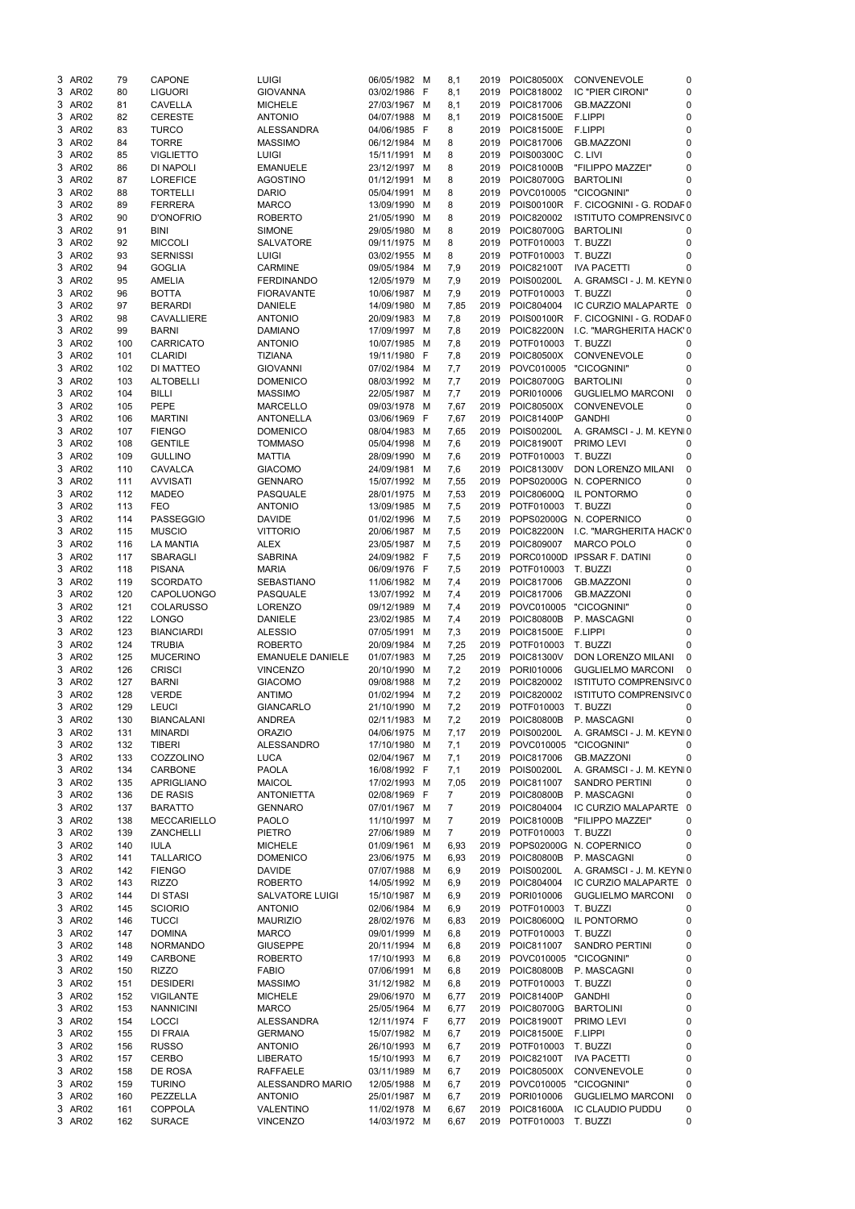| | | | | | | | | | | | |
|---|---|---|---|---|---|---|---|---|---|---|---|
| 3 | AR02 | 79 | CAPONE | LUIGI | 06/05/1982 | M | 8,1 | 2019 | POIC80500X | CONVENEVOLE | 0 |
| 3 | AR02 | 80 | LIGUORI | GIOVANNA | 03/02/1986 | F | 8,1 | 2019 | POIC818002 | IC "PIER CIRONI" | 0 |
| 3 | AR02 | 81 | CAVELLA | MICHELE | 27/03/1967 | M | 8,1 | 2019 | POIC817006 | GB.MAZZONI | 0 |
| 3 | AR02 | 82 | CERESTE | ANTONIO | 04/07/1988 | M | 8,1 | 2019 | POIC81500E | F.LIPPI | 0 |
| 3 | AR02 | 83 | TURCO | ALESSANDRA | 04/06/1985 | F | 8 | 2019 | POIC81500E | F.LIPPI | 0 |
| 3 | AR02 | 84 | TORRE | MASSIMO | 06/12/1984 | M | 8 | 2019 | POIC817006 | GB.MAZZONI | 0 |
| 3 | AR02 | 85 | VIGLIETTO | LUIGI | 15/11/1991 | M | 8 | 2019 | POIS00300C | C. LIVI | 0 |
| 3 | AR02 | 86 | DI NAPOLI | EMANUELE | 23/12/1997 | M | 8 | 2019 | POIC81000B | "FILIPPO MAZZEI" | 0 |
| 3 | AR02 | 87 | LOREFICE | AGOSTINO | 01/12/1991 | M | 8 | 2019 | POIC80700G | BARTOLINI | 0 |
| 3 | AR02 | 88 | TORTELLI | DARIO | 05/04/1991 | M | 8 | 2019 | POVC010005 | "CICOGNINI" | 0 |
| 3 | AR02 | 89 | FERRERA | MARCO | 13/09/1990 | M | 8 | 2019 | POIS00100R | F. CICOGNINI - G. RODAR | 0 |
| 3 | AR02 | 90 | D'ONOFRIO | ROBERTO | 21/05/1990 | M | 8 | 2019 | POIC820002 | ISTITUTO COMPRENSIVC | 0 |
| 3 | AR02 | 91 | BINI | SIMONE | 29/05/1980 | M | 8 | 2019 | POIC80700G | BARTOLINI | 0 |
| 3 | AR02 | 92 | MICCOLI | SALVATORE | 09/11/1975 | M | 8 | 2019 | POTF010003 | T. BUZZI | 0 |
| 3 | AR02 | 93 | SERNISSI | LUIGI | 03/02/1955 | M | 8 | 2019 | POTF010003 | T. BUZZI | 0 |
| 3 | AR02 | 94 | GOGLIA | CARMINE | 09/05/1984 | M | 7,9 | 2019 | POIC82100T | IVA PACETTI | 0 |
| 3 | AR02 | 95 | AMELIA | FERDINANDO | 12/05/1979 | M | 7,9 | 2019 | POIS00200L | A. GRAMSCI - J. M. KEYNI | 0 |
| 3 | AR02 | 96 | BOTTA | FIORAVANTE | 10/06/1987 | M | 7,9 | 2019 | POTF010003 | T. BUZZI | 0 |
| 3 | AR02 | 97 | BERARDI | DANIELE | 14/09/1980 | M | 7,85 | 2019 | POIC804004 | IC CURZIO MALAPARTE | 0 |
| 3 | AR02 | 98 | CAVALLIERE | ANTONIO | 20/09/1983 | M | 7,8 | 2019 | POIS00100R | F. CICOGNINI - G. RODAR | 0 |
| 3 | AR02 | 99 | BARNI | DAMIANO | 17/09/1997 | M | 7,8 | 2019 | POIC82200N | I.C. "MARGHERITA HACK' | 0 |
| 3 | AR02 | 100 | CARRICATO | ANTONIO | 10/07/1985 | M | 7,8 | 2019 | POTF010003 | T. BUZZI | 0 |
| 3 | AR02 | 101 | CLARIDI | TIZIANA | 19/11/1980 | F | 7,8 | 2019 | POIC80500X | CONVENEVOLE | 0 |
| 3 | AR02 | 102 | DI MATTEO | GIOVANNI | 07/02/1984 | M | 7,7 | 2019 | POVC010005 | "CICOGNINI" | 0 |
| 3 | AR02 | 103 | ALTOBELLI | DOMENICO | 08/03/1992 | M | 7,7 | 2019 | POIC80700G | BARTOLINI | 0 |
| 3 | AR02 | 104 | BILLI | MASSIMO | 22/05/1987 | M | 7,7 | 2019 | PORI010006 | GUGLIELMO MARCONI | 0 |
| 3 | AR02 | 105 | PEPE | MARCELLO | 09/03/1978 | M | 7,67 | 2019 | POIC80500X | CONVENEVOLE | 0 |
| 3 | AR02 | 106 | MARTINI | ANTONELLA | 03/06/1969 | F | 7,67 | 2019 | POIC81400P | GANDHI | 0 |
| 3 | AR02 | 107 | FIENGO | DOMENICO | 08/04/1983 | M | 7,65 | 2019 | POIS00200L | A. GRAMSCI - J. M. KEYNI | 0 |
| 3 | AR02 | 108 | GENTILE | TOMMASO | 05/04/1998 | M | 7,6 | 2019 | POIC81900T | PRIMO LEVI | 0 |
| 3 | AR02 | 109 | GULLINO | MATTIA | 28/09/1990 | M | 7,6 | 2019 | POTF010003 | T. BUZZI | 0 |
| 3 | AR02 | 110 | CAVALCA | GIACOMO | 24/09/1981 | M | 7,6 | 2019 | POIC81300V | DON LORENZO MILANI | 0 |
| 3 | AR02 | 111 | AVVISATI | GENNARO | 15/07/1992 | M | 7,55 | 2019 | POPS02000G | N. COPERNICO | 0 |
| 3 | AR02 | 112 | MADEO | PASQUALE | 28/01/1975 | M | 7,53 | 2019 | POIC80600Q | IL PONTORMO | 0 |
| 3 | AR02 | 113 | FEO | ANTONIO | 13/09/1985 | M | 7,5 | 2019 | POTF010003 | T. BUZZI | 0 |
| 3 | AR02 | 114 | PASSEGGIO | DAVIDE | 01/02/1996 | M | 7,5 | 2019 | POPS02000G | N. COPERNICO | 0 |
| 3 | AR02 | 115 | MUSCIO | VITTORIO | 20/06/1987 | M | 7,5 | 2019 | POIC82200N | I.C. "MARGHERITA HACK' | 0 |
| 3 | AR02 | 116 | LA MANTIA | ALEX | 23/05/1987 | M | 7,5 | 2019 | POIC809007 | MARCO POLO | 0 |
| 3 | AR02 | 117 | SBARAGLI | SABRINA | 24/09/1982 | F | 7,5 | 2019 | PORC01000D | IPSSAR F. DATINI | 0 |
| 3 | AR02 | 118 | PISANA | MARIA | 06/09/1976 | F | 7,5 | 2019 | POTF010003 | T. BUZZI | 0 |
| 3 | AR02 | 119 | SCORDATO | SEBASTIANO | 11/06/1982 | M | 7,4 | 2019 | POIC817006 | GB.MAZZONI | 0 |
| 3 | AR02 | 120 | CAPOLUONGO | PASQUALE | 13/07/1992 | M | 7,4 | 2019 | POIC817006 | GB.MAZZONI | 0 |
| 3 | AR02 | 121 | COLARUSSO | LORENZO | 09/12/1989 | M | 7,4 | 2019 | POVC010005 | "CICOGNINI" | 0 |
| 3 | AR02 | 122 | LONGO | DANIELE | 23/02/1985 | M | 7,4 | 2019 | POIC80800B | P. MASCAGNI | 0 |
| 3 | AR02 | 123 | BIANCIARDI | ALESSIO | 07/05/1991 | M | 7,3 | 2019 | POIC81500E | F.LIPPI | 0 |
| 3 | AR02 | 124 | TRUBIA | ROBERTO | 20/09/1984 | M | 7,25 | 2019 | POTF010003 | T. BUZZI | 0 |
| 3 | AR02 | 125 | MUCERINO | EMANUELE DANIELE | 01/07/1983 | M | 7,25 | 2019 | POIC81300V | DON LORENZO MILANI | 0 |
| 3 | AR02 | 126 | CRISCI | VINCENZO | 20/10/1990 | M | 7,2 | 2019 | PORI010006 | GUGLIELMO MARCONI | 0 |
| 3 | AR02 | 127 | BARNI | GIACOMO | 09/08/1988 | M | 7,2 | 2019 | POIC820002 | ISTITUTO COMPRENSIVC | 0 |
| 3 | AR02 | 128 | VERDE | ANTIMO | 01/02/1994 | M | 7,2 | 2019 | POIC820002 | ISTITUTO COMPRENSIVC | 0 |
| 3 | AR02 | 129 | LEUCI | GIANCARLO | 21/10/1990 | M | 7,2 | 2019 | POTF010003 | T. BUZZI | 0 |
| 3 | AR02 | 130 | BIANCALANI | ANDREA | 02/11/1983 | M | 7,2 | 2019 | POIC80800B | P. MASCAGNI | 0 |
| 3 | AR02 | 131 | MINARDI | ORAZIO | 04/06/1975 | M | 7,17 | 2019 | POIS00200L | A. GRAMSCI - J. M. KEYNI | 0 |
| 3 | AR02 | 132 | TIBERI | ALESSANDRO | 17/10/1980 | M | 7,1 | 2019 | POVC010005 | "CICOGNINI" | 0 |
| 3 | AR02 | 133 | COZZOLINO | LUCA | 02/04/1967 | M | 7,1 | 2019 | POIC817006 | GB.MAZZONI | 0 |
| 3 | AR02 | 134 | CARBONE | PAOLA | 16/08/1992 | F | 7,1 | 2019 | POIS00200L | A. GRAMSCI - J. M. KEYNI | 0 |
| 3 | AR02 | 135 | APRIGLIANO | MAICOL | 17/02/1993 | M | 7,05 | 2019 | POIC811007 | SANDRO PERTINI | 0 |
| 3 | AR02 | 136 | DE RASIS | ANTONIETTA | 02/08/1969 | F | 7 | 2019 | POIC80800B | P. MASCAGNI | 0 |
| 3 | AR02 | 137 | BARATTO | GENNARO | 07/01/1967 | M | 7 | 2019 | POIC804004 | IC CURZIO MALAPARTE | 0 |
| 3 | AR02 | 138 | MECCARIELLO | PAOLO | 11/10/1997 | M | 7 | 2019 | POIC81000B | "FILIPPO MAZZEI" | 0 |
| 3 | AR02 | 139 | ZANCHELLI | PIETRO | 27/06/1989 | M | 7 | 2019 | POTF010003 | T. BUZZI | 0 |
| 3 | AR02 | 140 | IULA | MICHELE | 01/09/1961 | M | 6,93 | 2019 | POPS02000G | N. COPERNICO | 0 |
| 3 | AR02 | 141 | TALLARICO | DOMENICO | 23/06/1975 | M | 6,93 | 2019 | POIC80800B | P. MASCAGNI | 0 |
| 3 | AR02 | 142 | FIENGO | DAVIDE | 07/07/1988 | M | 6,9 | 2019 | POIS00200L | A. GRAMSCI - J. M. KEYNI | 0 |
| 3 | AR02 | 143 | RIZZO | ROBERTO | 14/05/1992 | M | 6,9 | 2019 | POIC804004 | IC CURZIO MALAPARTE | 0 |
| 3 | AR02 | 144 | DI STASI | SALVATORE LUIGI | 15/10/1987 | M | 6,9 | 2019 | PORI010006 | GUGLIELMO MARCONI | 0 |
| 3 | AR02 | 145 | SCIORIO | ANTONIO | 02/06/1984 | M | 6,9 | 2019 | POTF010003 | T. BUZZI | 0 |
| 3 | AR02 | 146 | TUCCI | MAURIZIO | 28/02/1976 | M | 6,83 | 2019 | POIC80600Q | IL PONTORMO | 0 |
| 3 | AR02 | 147 | DOMINA | MARCO | 09/01/1999 | M | 6,8 | 2019 | POTF010003 | T. BUZZI | 0 |
| 3 | AR02 | 148 | NORMANDO | GIUSEPPE | 20/11/1994 | M | 6,8 | 2019 | POIC811007 | SANDRO PERTINI | 0 |
| 3 | AR02 | 149 | CARBONE | ROBERTO | 17/10/1993 | M | 6,8 | 2019 | POVC010005 | "CICOGNINI" | 0 |
| 3 | AR02 | 150 | RIZZO | FABIO | 07/06/1991 | M | 6,8 | 2019 | POIC80800B | P. MASCAGNI | 0 |
| 3 | AR02 | 151 | DESIDERI | MASSIMO | 31/12/1982 | M | 6,8 | 2019 | POTF010003 | T. BUZZI | 0 |
| 3 | AR02 | 152 | VIGILANTE | MICHELE | 29/06/1970 | M | 6,77 | 2019 | POIC81400P | GANDHI | 0 |
| 3 | AR02 | 153 | NANNICINI | MARCO | 25/05/1964 | M | 6,77 | 2019 | POIC80700G | BARTOLINI | 0 |
| 3 | AR02 | 154 | LOCCI | ALESSANDRA | 12/11/1974 | F | 6,77 | 2019 | POIC81900T | PRIMO LEVI | 0 |
| 3 | AR02 | 155 | DI FRAIA | GERMANO | 15/07/1982 | M | 6,7 | 2019 | POIC81500E | F.LIPPI | 0 |
| 3 | AR02 | 156 | RUSSO | ANTONIO | 26/10/1993 | M | 6,7 | 2019 | POTF010003 | T. BUZZI | 0 |
| 3 | AR02 | 157 | CERBO | LIBERATO | 15/10/1993 | M | 6,7 | 2019 | POIC82100T | IVA PACETTI | 0 |
| 3 | AR02 | 158 | DE ROSA | RAFFAELE | 03/11/1989 | M | 6,7 | 2019 | POIC80500X | CONVENEVOLE | 0 |
| 3 | AR02 | 159 | TURINO | ALESSANDRO MARIO | 12/05/1988 | M | 6,7 | 2019 | POVC010005 | "CICOGNINI" | 0 |
| 3 | AR02 | 160 | PEZZELLA | ANTONIO | 25/01/1987 | M | 6,7 | 2019 | PORI010006 | GUGLIELMO MARCONI | 0 |
| 3 | AR02 | 161 | COPPOLA | VALENTINO | 11/02/1978 | M | 6,67 | 2019 | POIC81600A | IC CLAUDIO PUDDU | 0 |
| 3 | AR02 | 162 | SURACE | VINCENZO | 14/03/1972 | M | 6,67 | 2019 | POTF010003 | T. BUZZI | 0 |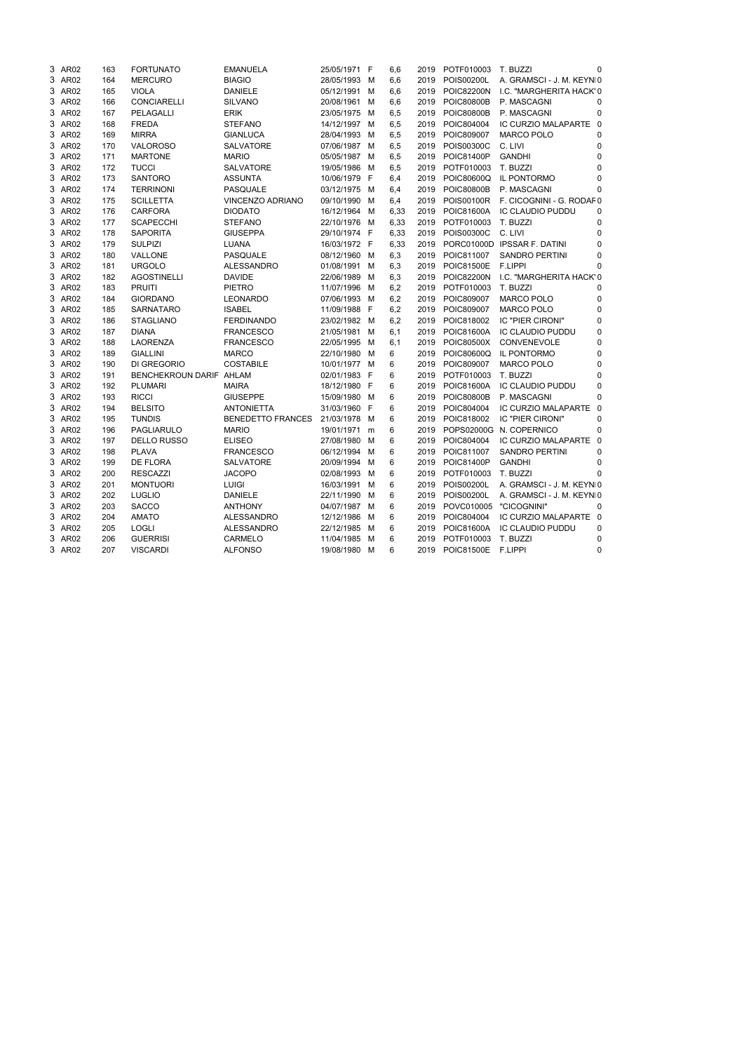| | | | | | | | | | | | | |
|---|---|---|---|---|---|---|---|---|---|---|---|---|
| 3 | AR02 | 163 | FORTUNATO | EMANUELA | 25/05/1971 | F | 6,6 | 2019 | POTF010003 | T. BUZZI | 0 |
| 3 | AR02 | 164 | MERCURO | BIAGIO | 28/05/1993 | M | 6,6 | 2019 | POIS00200L | A. GRAMSCI - J. M. KEYNI | 0 |
| 3 | AR02 | 165 | VIOLA | DANIELE | 05/12/1991 | M | 6,6 | 2019 | POIC82200N | I.C. "MARGHERITA HACK' | 0 |
| 3 | AR02 | 166 | CONCIARELLI | SILVANO | 20/08/1961 | M | 6,6 | 2019 | POIC80800B | P. MASCAGNI | 0 |
| 3 | AR02 | 167 | PELAGALLI | ERIK | 23/05/1975 | M | 6,5 | 2019 | POIC80800B | P. MASCAGNI | 0 |
| 3 | AR02 | 168 | FREDA | STEFANO | 14/12/1997 | M | 6,5 | 2019 | POIC804004 | IC CURZIO MALAPARTE | 0 |
| 3 | AR02 | 169 | MIRRA | GIANLUCA | 28/04/1993 | M | 6,5 | 2019 | POIC809007 | MARCO POLO | 0 |
| 3 | AR02 | 170 | VALOROSO | SALVATORE | 07/06/1987 | M | 6,5 | 2019 | POIS00300C | C. LIVI | 0 |
| 3 | AR02 | 171 | MARTONE | MARIO | 05/05/1987 | M | 6,5 | 2019 | POIC81400P | GANDHI | 0 |
| 3 | AR02 | 172 | TUCCI | SALVATORE | 19/05/1986 | M | 6,5 | 2019 | POTF010003 | T. BUZZI | 0 |
| 3 | AR02 | 173 | SANTORO | ASSUNTA | 10/06/1979 | F | 6,4 | 2019 | POIC80600Q | IL PONTORMO | 0 |
| 3 | AR02 | 174 | TERRINONI | PASQUALE | 03/12/1975 | M | 6,4 | 2019 | POIC80800B | P. MASCAGNI | 0 |
| 3 | AR02 | 175 | SCILLETTA | VINCENZO ADRIANO | 09/10/1990 | M | 6,4 | 2019 | POIS00100R | F. CICOGNINI - G. RODAF | 0 |
| 3 | AR02 | 176 | CARFORA | DIODATO | 16/12/1964 | M | 6,33 | 2019 | POIC81600A | IC CLAUDIO PUDDU | 0 |
| 3 | AR02 | 177 | SCAPECCHI | STEFANO | 22/10/1976 | M | 6,33 | 2019 | POTF010003 | T. BUZZI | 0 |
| 3 | AR02 | 178 | SAPORITA | GIUSEPPA | 29/10/1974 | F | 6,33 | 2019 | POIS00300C | C. LIVI | 0 |
| 3 | AR02 | 179 | SULPIZI | LUANA | 16/03/1972 | F | 6,33 | 2019 | PORC01000D | IPSSAR F. DATINI | 0 |
| 3 | AR02 | 180 | VALLONE | PASQUALE | 08/12/1960 | M | 6,3 | 2019 | POIC811007 | SANDRO PERTINI | 0 |
| 3 | AR02 | 181 | URGOLO | ALESSANDRO | 01/08/1991 | M | 6,3 | 2019 | POIC81500E | F.LIPPI | 0 |
| 3 | AR02 | 182 | AGOSTINELLI | DAVIDE | 22/06/1989 | M | 6,3 | 2019 | POIC82200N | I.C. "MARGHERITA HACK' | 0 |
| 3 | AR02 | 183 | PRUITI | PIETRO | 11/07/1996 | M | 6,2 | 2019 | POTF010003 | T. BUZZI | 0 |
| 3 | AR02 | 184 | GIORDANO | LEONARDO | 07/06/1993 | M | 6,2 | 2019 | POIC809007 | MARCO POLO | 0 |
| 3 | AR02 | 185 | SARNATARO | ISABEL | 11/09/1988 | F | 6,2 | 2019 | POIC809007 | MARCO POLO | 0 |
| 3 | AR02 | 186 | STAGLIANO | FERDINANDO | 23/02/1982 | M | 6,2 | 2019 | POIC818002 | IC "PIER CIRONI" | 0 |
| 3 | AR02 | 187 | DIANA | FRANCESCO | 21/05/1981 | M | 6,1 | 2019 | POIC81600A | IC CLAUDIO PUDDU | 0 |
| 3 | AR02 | 188 | LAORENZA | FRANCESCO | 22/05/1995 | M | 6,1 | 2019 | POIC80500X | CONVENEVOLE | 0 |
| 3 | AR02 | 189 | GIALLINI | MARCO | 22/10/1980 | M | 6 | 2019 | POIC80600Q | IL PONTORMO | 0 |
| 3 | AR02 | 190 | DI GREGORIO | COSTABILE | 10/01/1977 | M | 6 | 2019 | POIC809007 | MARCO POLO | 0 |
| 3 | AR02 | 191 | BENCHEKROUN DARIF | AHLAM | 02/01/1983 | F | 6 | 2019 | POTF010003 | T. BUZZI | 0 |
| 3 | AR02 | 192 | PLUMARI | MAIRA | 18/12/1980 | F | 6 | 2019 | POIC81600A | IC CLAUDIO PUDDU | 0 |
| 3 | AR02 | 193 | RICCI | GIUSEPPE | 15/09/1980 | M | 6 | 2019 | POIC80800B | P. MASCAGNI | 0 |
| 3 | AR02 | 194 | BELSITO | ANTONIETTA | 31/03/1960 | F | 6 | 2019 | POIC804004 | IC CURZIO MALAPARTE | 0 |
| 3 | AR02 | 195 | TUNDIS | BENEDETTO FRANCES | 21/03/1978 | M | 6 | 2019 | POIC818002 | IC "PIER CIRONI" | 0 |
| 3 | AR02 | 196 | PAGLIARULO | MARIO | 19/01/1971 | m | 6 | 2019 | POPS02000G | N. COPERNICO | 0 |
| 3 | AR02 | 197 | DELLO RUSSO | ELISEO | 27/08/1980 | M | 6 | 2019 | POIC804004 | IC CURZIO MALAPARTE | 0 |
| 3 | AR02 | 198 | PLAVA | FRANCESCO | 06/12/1994 | M | 6 | 2019 | POIC811007 | SANDRO PERTINI | 0 |
| 3 | AR02 | 199 | DE FLORA | SALVATORE | 20/09/1994 | M | 6 | 2019 | POIC81400P | GANDHI | 0 |
| 3 | AR02 | 200 | RESCAZZI | JACOPO | 02/08/1993 | M | 6 | 2019 | POTF010003 | T. BUZZI | 0 |
| 3 | AR02 | 201 | MONTUORI | LUIGI | 16/03/1991 | M | 6 | 2019 | POIS00200L | A. GRAMSCI - J. M. KEYNI | 0 |
| 3 | AR02 | 202 | LUGLIO | DANIELE | 22/11/1990 | M | 6 | 2019 | POIS00200L | A. GRAMSCI - J. M. KEYNI | 0 |
| 3 | AR02 | 203 | SACCO | ANTHONY | 04/07/1987 | M | 6 | 2019 | POVC010005 | "CICOGNINI" | 0 |
| 3 | AR02 | 204 | AMATO | ALESSANDRO | 12/12/1986 | M | 6 | 2019 | POIC804004 | IC CURZIO MALAPARTE | 0 |
| 3 | AR02 | 205 | LOGLI | ALESSANDRO | 22/12/1985 | M | 6 | 2019 | POIC81600A | IC CLAUDIO PUDDU | 0 |
| 3 | AR02 | 206 | GUERRISI | CARMELO | 11/04/1985 | M | 6 | 2019 | POTF010003 | T. BUZZI | 0 |
| 3 | AR02 | 207 | VISCARDI | ALFONSO | 19/08/1980 | M | 6 | 2019 | POIC81500E | F.LIPPI | 0 |